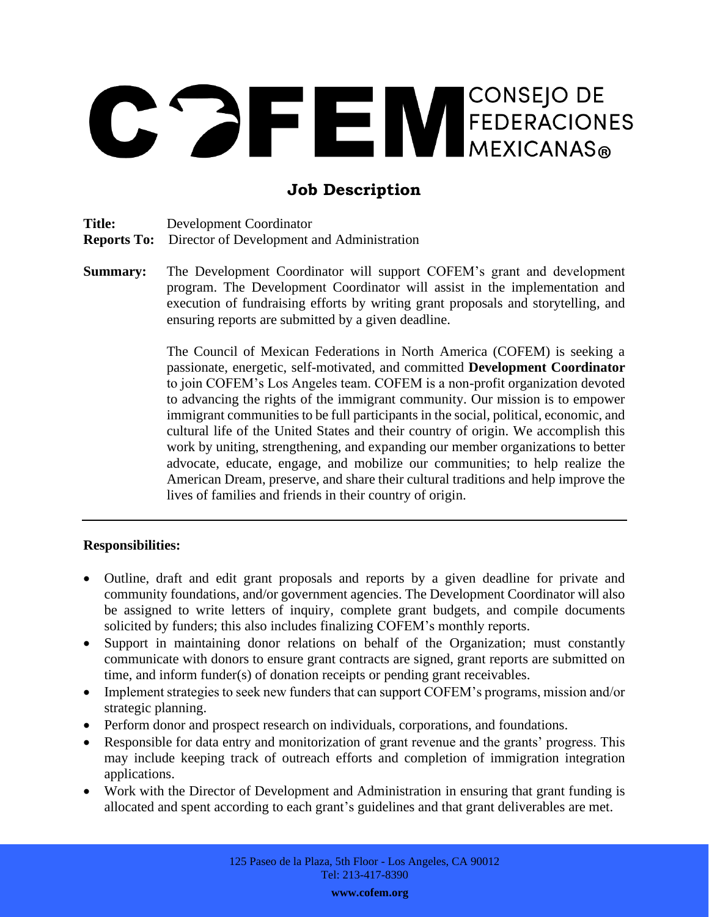# COFEM CONSEJO DE FEDERACIONES MEXICANAS®

## Job Description

**Title:** Development Coordinator
**Reports To:** Director of Development and Administration

**Summary:** The Development Coordinator will support COFEM's grant and development program. The Development Coordinator will assist in the implementation and execution of fundraising efforts by writing grant proposals and storytelling, and ensuring reports are submitted by a given deadline.

The Council of Mexican Federations in North America (COFEM) is seeking a passionate, energetic, self-motivated, and committed **Development Coordinator** to join COFEM's Los Angeles team. COFEM is a non-profit organization devoted to advancing the rights of the immigrant community. Our mission is to empower immigrant communities to be full participants in the social, political, economic, and cultural life of the United States and their country of origin. We accomplish this work by uniting, strengthening, and expanding our member organizations to better advocate, educate, engage, and mobilize our communities; to help realize the American Dream, preserve, and share their cultural traditions and help improve the lives of families and friends in their country of origin.

---

**Responsibilities:**

- Outline, draft and edit grant proposals and reports by a given deadline for private and community foundations, and/or government agencies. The Development Coordinator will also be assigned to write letters of inquiry, complete grant budgets, and compile documents solicited by funders; this also includes finalizing COFEM's monthly reports.
- Support in maintaining donor relations on behalf of the Organization; must constantly communicate with donors to ensure grant contracts are signed, grant reports are submitted on time, and inform funder(s) of donation receipts or pending grant receivables.
- Implement strategies to seek new funders that can support COFEM's programs, mission and/or strategic planning.
- Perform donor and prospect research on individuals, corporations, and foundations.
- Responsible for data entry and monitorization of grant revenue and the grants' progress. This may include keeping track of outreach efforts and completion of immigration integration applications.
- Work with the Director of Development and Administration in ensuring that grant funding is allocated and spent according to each grant's guidelines and that grant deliverables are met.

125 Paseo de la Plaza, 5th Floor - Los Angeles, CA 90012
Tel: 213-417-8390
**www.cofem.org**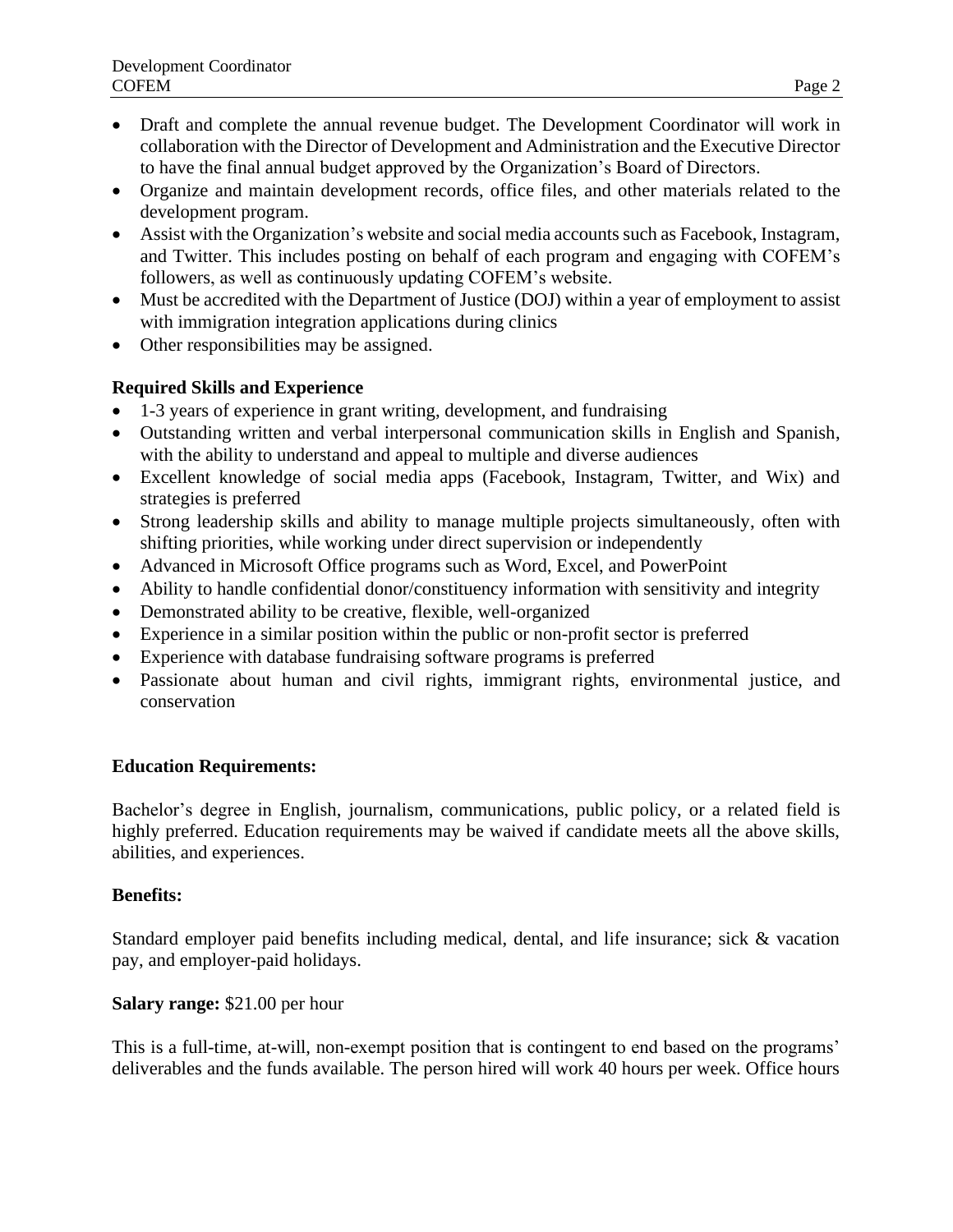- Draft and complete the annual revenue budget. The Development Coordinator will work in collaboration with the Director of Development and Administration and the Executive Director to have the final annual budget approved by the Organization's Board of Directors.
- Organize and maintain development records, office files, and other materials related to the development program.
- Assist with the Organization's website and social media accounts such as Facebook, Instagram, and Twitter. This includes posting on behalf of each program and engaging with COFEM's followers, as well as continuously updating COFEM's website.
- Must be accredited with the Department of Justice (DOJ) within a year of employment to assist with immigration integration applications during clinics
- Other responsibilities may be assigned.

**Required Skills and Experience**

- 1-3 years of experience in grant writing, development, and fundraising
- Outstanding written and verbal interpersonal communication skills in English and Spanish, with the ability to understand and appeal to multiple and diverse audiences
- Excellent knowledge of social media apps (Facebook, Instagram, Twitter, and Wix) and strategies is preferred
- Strong leadership skills and ability to manage multiple projects simultaneously, often with shifting priorities, while working under direct supervision or independently
- Advanced in Microsoft Office programs such as Word, Excel, and PowerPoint
- Ability to handle confidential donor/constituency information with sensitivity and integrity
- Demonstrated ability to be creative, flexible, well-organized
- Experience in a similar position within the public or non-profit sector is preferred
- Experience with database fundraising software programs is preferred
- Passionate about human and civil rights, immigrant rights, environmental justice, and conservation

**Education Requirements:**

Bachelor's degree in English, journalism, communications, public policy, or a related field is highly preferred. Education requirements may be waived if candidate meets all the above skills, abilities, and experiences.

**Benefits:**

Standard employer paid benefits including medical, dental, and life insurance; sick & vacation pay, and employer-paid holidays.

**Salary range:** $21.00 per hour

This is a full-time, at-will, non-exempt position that is contingent to end based on the programs' deliverables and the funds available. The person hired will work 40 hours per week. Office hours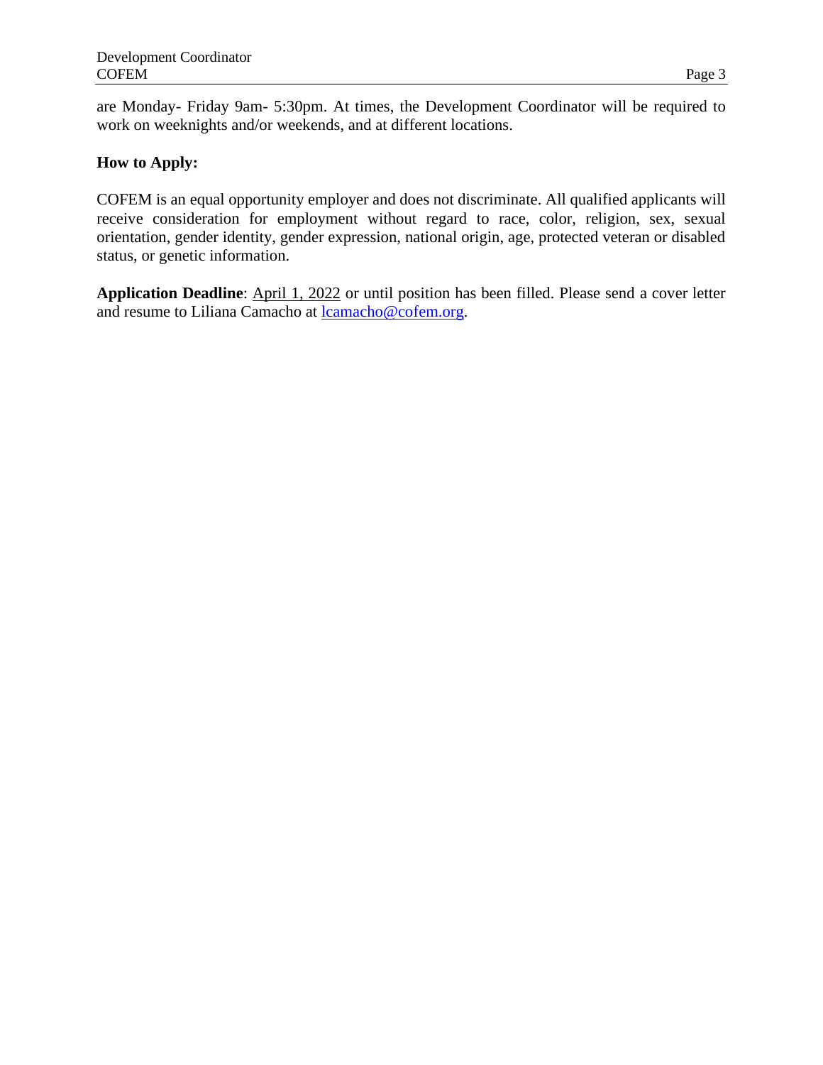are Monday- Friday 9am- 5:30pm. At times, the Development Coordinator will be required to work on weeknights and/or weekends, and at different locations.

**How to Apply:**

COFEM is an equal opportunity employer and does not discriminate. All qualified applicants will receive consideration for employment without regard to race, color, religion, sex, sexual orientation, gender identity, gender expression, national origin, age, protected veteran or disabled status, or genetic information.

**Application Deadline**: April 1, 2022 or until position has been filled. Please send a cover letter and resume to Liliana Camacho at lcamacho@cofem.org.